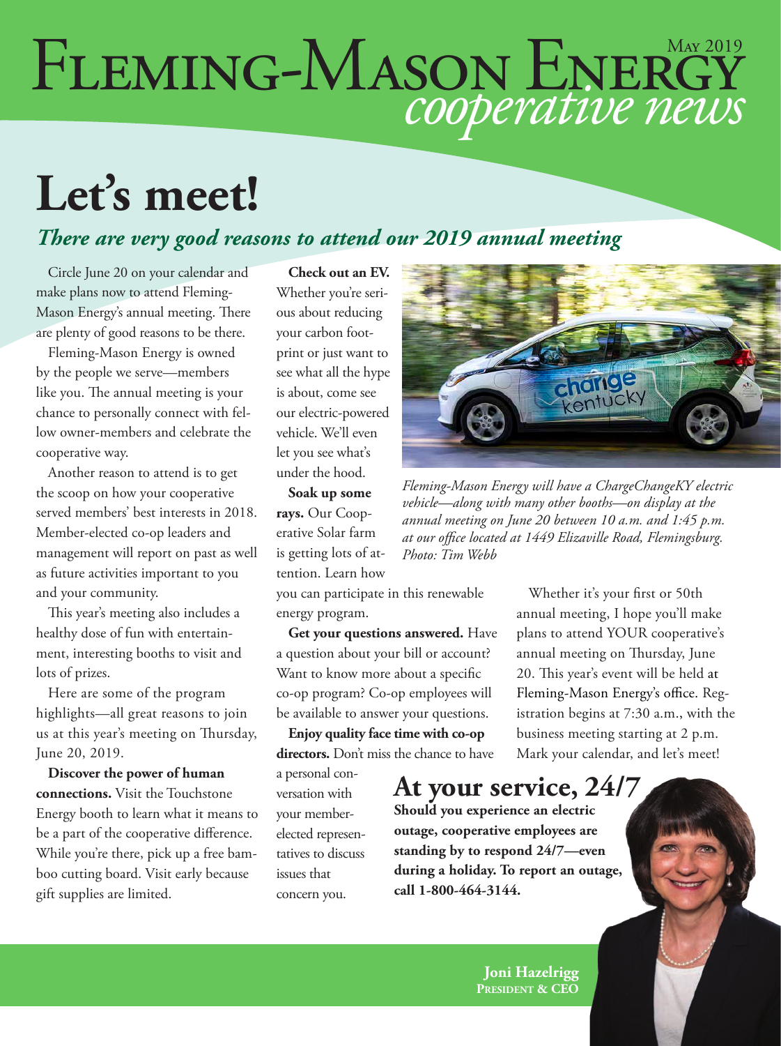# Fleming-Mason Energy *cooperative news*

May 2019

# Let's meet!

## *There are very good reasons to attend our 2019 annual meeting*

Circle June 20 on your calendar and make plans now to attend Fleming-Mason Energy's annual meeting. There are plenty of good reasons to be there.

Fleming-Mason Energy is owned by the people we serve—members like you. The annual meeting is your chance to personally connect with fellow owner-members and celebrate the cooperative way.

Another reason to attend is to get the scoop on how your cooperative served members' best interests in 2018. Member-elected co-op leaders and management will report on past as well as future activities important to you and your community.

This year's meeting also includes a healthy dose of fun with entertainment, interesting booths to visit and lots of prizes.

Here are some of the program highlights—all great reasons to join us at this year's meeting on Thursday, June 20, 2019.

**Discover the power of human connections.** Visit the Touchstone Energy booth to learn what it means to be a part of the cooperative difference. While you're there, pick up a free bamboo cutting board. Visit early because gift supplies are limited.

**Check out an EV.** Whether you're serious about reducing your carbon footprint or just want to see what all the hype is about, come see our electric-powered vehicle. We'll even let you see what's under the hood.

**Soak up some rays.** Our Cooperative Solar farm is getting lots of attention. Learn how you can participate in this renewable energy program.

**Get your questions answered.** Have a question about your bill or account? Want to know more about a specific co-op program? Co-op employees will be available to answer your questions.

**Enjoy quality face time with co-op directors.** Don't miss the chance to have a personal conversation with your member-elected representatives to discuss issues that concern you.

*Fleming-Mason Energy will have a ChargeChangeKY electric vehicle—along with many other booths—on display at the annual meeting on June 20 between 10 a.m. and 1:45 p.m. at our office located at 1449 Elizaville Road, Flemingsburg. Photo: Tim Webb*

Whether it's your first or 50th annual meeting, I hope you'll make plans to attend YOUR cooperative's annual meeting on Thursday, June 20. This year's event will be held at Fleming-Mason Energy's office. Registration begins at 7:30 a.m., with the business meeting starting at 2 p.m. Mark your calendar, and let's meet!

## At your service, 24/7

**Should you experience an electric outage, cooperative employees are standing by to respond 24/7—even during a holiday. To report an outage, call 1-800-464-3144.**

**Joni Hazelrigg**
**President & CEO**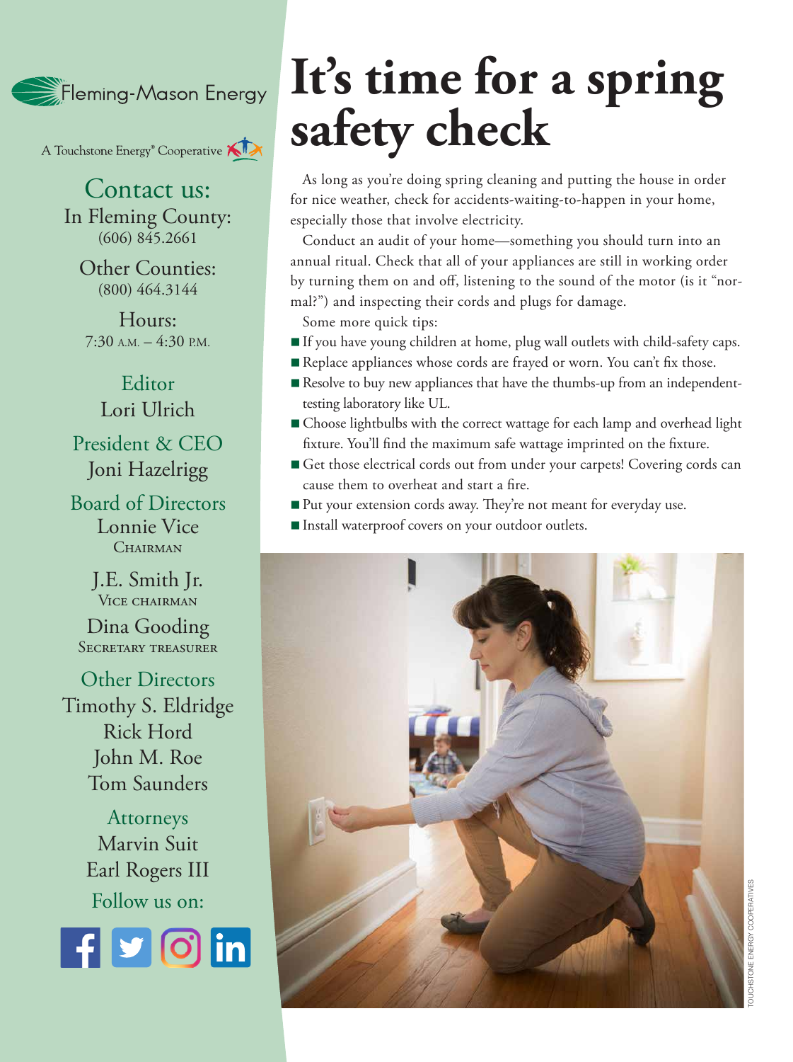Fleming-Mason Energy

A Touchstone Energy® Cooperative

## Contact us:

In Fleming County:
(606) 845.2661

Other Counties:
(800) 464.3144

Hours:
7:30 A.M. – 4:30 P.M.

**Editor**
Lori Ulrich

**President & CEO**
Joni Hazelrigg

**Board of Directors**
Lonnie Vice
CHAIRMAN

J.E. Smith Jr.
VICE CHAIRMAN

Dina Gooding
SECRETARY TREASURER

**Other Directors**
Timothy S. Eldridge
Rick Hord
John M. Roe
Tom Saunders

**Attorneys**
Marvin Suit
Earl Rogers III

Follow us on:

# It's time for a spring safety check

As long as you're doing spring cleaning and putting the house in order for nice weather, check for accidents-waiting-to-happen in your home, especially those that involve electricity.

Conduct an audit of your home—something you should turn into an annual ritual. Check that all of your appliances are still in working order by turning them on and off, listening to the sound of the motor (is it "normal?") and inspecting their cords and plugs for damage.

Some more quick tips:

- If you have young children at home, plug wall outlets with child-safety caps.
- Replace appliances whose cords are frayed or worn. You can't fix those.
- Resolve to buy new appliances that have the thumbs-up from an independent-testing laboratory like UL.
- Choose lightbulbs with the correct wattage for each lamp and overhead light fixture. You'll find the maximum safe wattage imprinted on the fixture.
- Get those electrical cords out from under your carpets! Covering cords can cause them to overheat and start a fire.
- Put your extension cords away. They're not meant for everyday use.
- Install waterproof covers on your outdoor outlets.

TOUCHSTONE ENERGY COOPERATIVES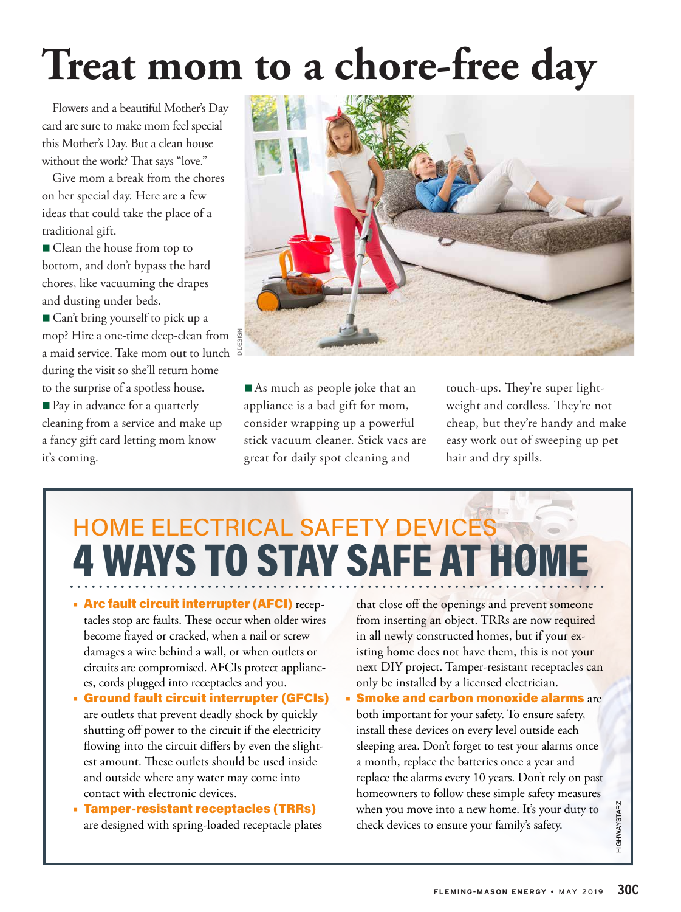# Treat mom to a chore-free day

Flowers and a beautiful Mother's Day card are sure to make mom feel special this Mother's Day. But a clean house without the work? That says "love."

Give mom a break from the chores on her special day. Here are a few ideas that could take the place of a traditional gift.

- Clean the house from top to bottom, and don't bypass the hard chores, like vacuuming the drapes and dusting under beds.
- Can't bring yourself to pick up a mop? Hire a one-time deep-clean from a maid service. Take mom out to lunch during the visit so she'll return home to the surprise of a spotless house.
- Pay in advance for a quarterly cleaning from a service and make up a fancy gift card letting mom know it's coming.
- As much as people joke that an appliance is a bad gift for mom, consider wrapping up a powerful stick vacuum cleaner. Stick vacs are great for daily spot cleaning and touch-ups. They're super lightweight and cordless. They're not cheap, but they're handy and make easy work out of sweeping up pet hair and dry spills.

DIDESIGN

## HOME ELECTRICAL SAFETY DEVICES

# 4 WAYS TO STAY SAFE AT HOME

- **Arc fault circuit interrupter (AFCI)** receptacles stop arc faults. These occur when older wires become frayed or cracked, when a nail or screw damages a wire behind a wall, or when outlets or circuits are compromised. AFCIs protect appliances, cords plugged into receptacles and you.
- **Ground fault circuit interrupter (GFCIs)** are outlets that prevent deadly shock by quickly shutting off power to the circuit if the electricity flowing into the circuit differs by even the slightest amount. These outlets should be used inside and outside where any water may come into contact with electronic devices.
- **Tamper-resistant receptacles (TRRs)** are designed with spring-loaded receptacle plates that close off the openings and prevent someone from inserting an object. TRRs are now required in all newly constructed homes, but if your existing home does not have them, this is not your next DIY project. Tamper-resistant receptacles can only be installed by a licensed electrician.
- **Smoke and carbon monoxide alarms** are both important for your safety. To ensure safety, install these devices on every level outside each sleeping area. Don't forget to test your alarms once a month, replace the batteries once a year and replace the alarms every 10 years. Don't rely on past homeowners to follow these simple safety measures when you move into a new home. It's your duty to check devices to ensure your family's safety.

HIGHWAYSTARZ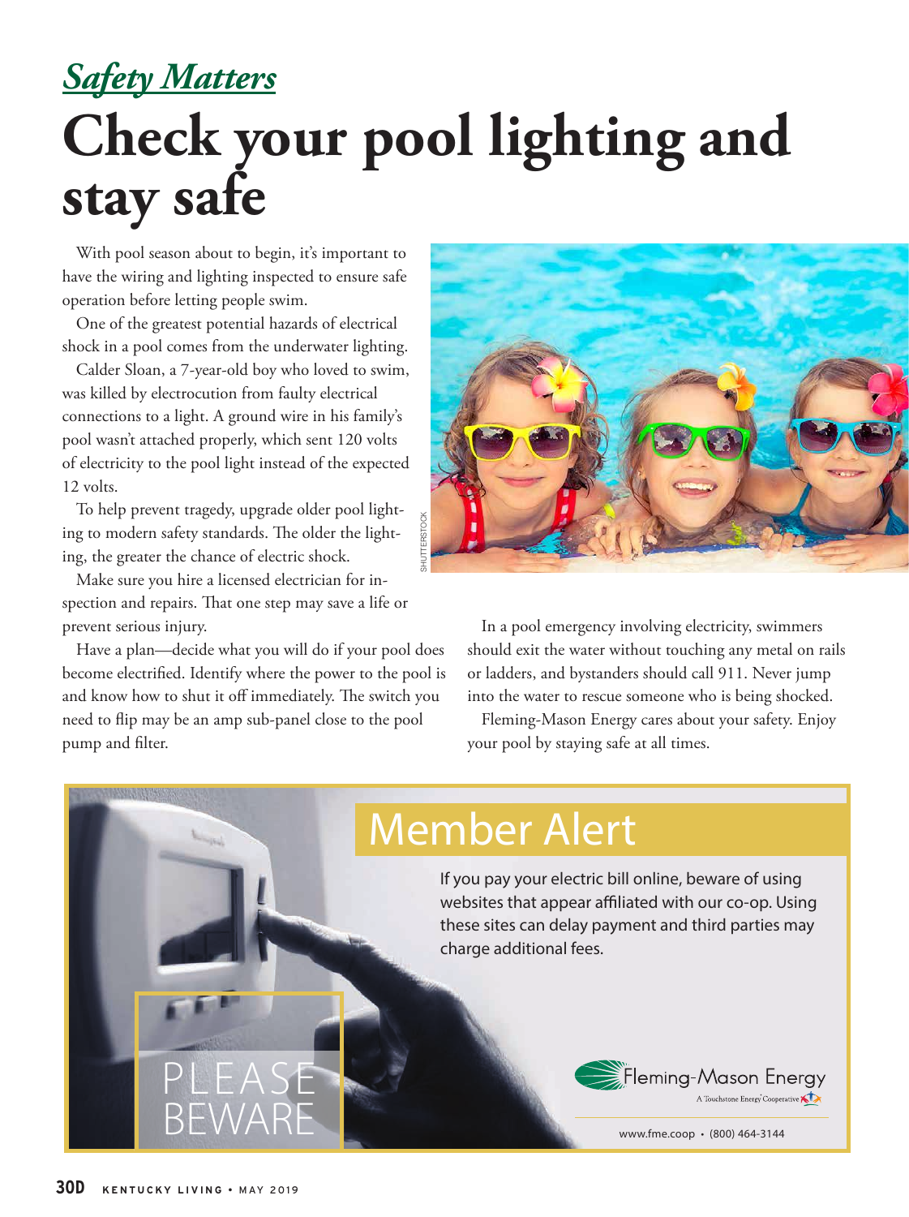*Safety Matters*

# Check your pool lighting and stay safe

With pool season about to begin, it's important to have the wiring and lighting inspected to ensure safe operation before letting people swim.

One of the greatest potential hazards of electrical shock in a pool comes from the underwater lighting.

Calder Sloan, a 7-year-old boy who loved to swim, was killed by electrocution from faulty electrical connections to a light. A ground wire in his family's pool wasn't attached properly, which sent 120 volts of electricity to the pool light instead of the expected 12 volts.

To help prevent tragedy, upgrade older pool lighting to modern safety standards. The older the lighting, the greater the chance of electric shock.

Make sure you hire a licensed electrician for inspection and repairs. That one step may save a life or prevent serious injury.

Have a plan—decide what you will do if your pool does become electrified. Identify where the power to the pool is and know how to shut it off immediately. The switch you need to flip may be an amp sub-panel close to the pool pump and filter.

SHUTTERSTOCK

In a pool emergency involving electricity, swimmers should exit the water without touching any metal on rails or ladders, and bystanders should call 911. Never jump into the water to rescue someone who is being shocked.

Fleming-Mason Energy cares about your safety. Enjoy your pool by staying safe at all times.

## Member Alert

If you pay your electric bill online, beware of using websites that appear affiliated with our co-op. Using these sites can delay payment and third parties may charge additional fees.

PLEASE BEWARE

Fleming-Mason Energy

A Touchstone Energy Cooperative

www.fme.coop • (800) 464-3144